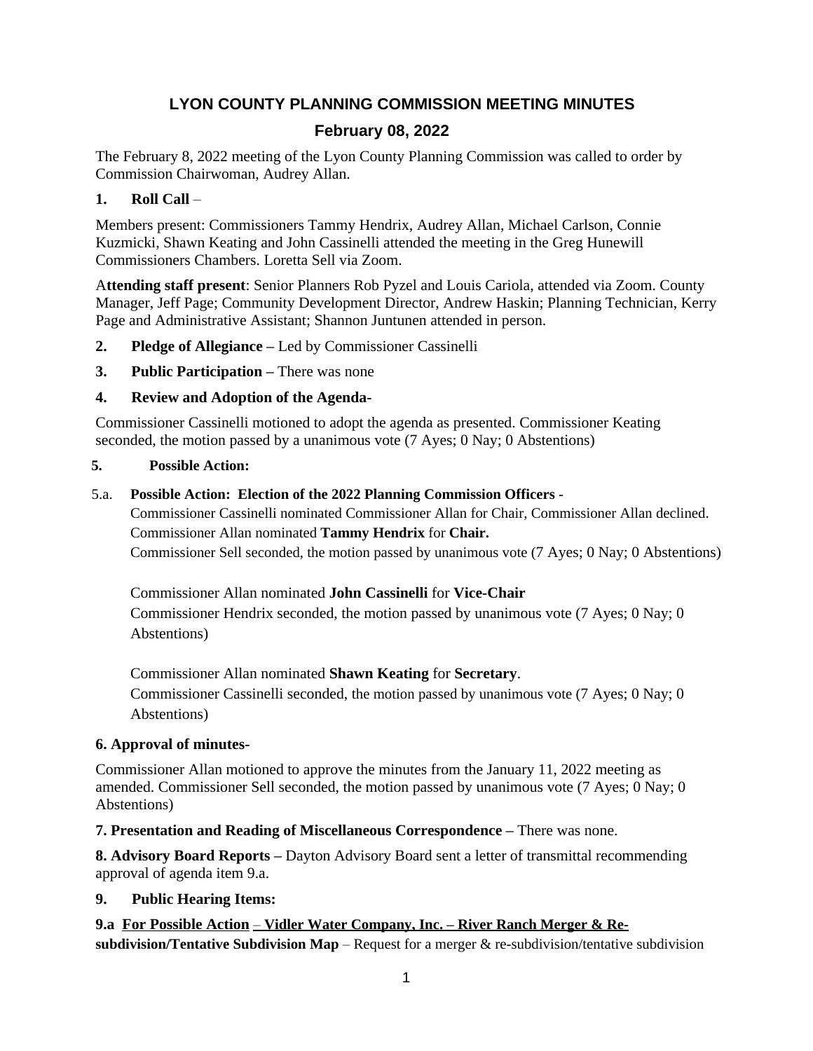# LYON COUNTY PLANNING COMMISSION MEETING MINUTES

## February 08, 2022

The February 8, 2022 meeting of the Lyon County Planning Commission was called to order by Commission Chairwoman, Audrey Allan.

**1. Roll Call** –

Members present: Commissioners Tammy Hendrix, Audrey Allan, Michael Carlson, Connie Kuzmicki, Shawn Keating and John Cassinelli attended the meeting in the Greg Hunewill Commissioners Chambers. Loretta Sell via Zoom.

A**ttending staff present**: Senior Planners Rob Pyzel and Louis Cariola, attended via Zoom. County Manager, Jeff Page; Community Development Director, Andrew Haskin; Planning Technician, Kerry Page and Administrative Assistant; Shannon Juntunen attended in person.

**2. Pledge of Allegiance –** Led by Commissioner Cassinelli

**3. Public Participation –** There was none

**4. Review and Adoption of the Agenda-**

Commissioner Cassinelli motioned to adopt the agenda as presented. Commissioner Keating seconded, the motion passed by a unanimous vote (7 Ayes; 0 Nay; 0 Abstentions)

**5. Possible Action:**

5.a. **Possible Action: Election of the 2022 Planning Commission Officers** -

Commissioner Cassinelli nominated Commissioner Allan for Chair, Commissioner Allan declined. Commissioner Allan nominated **Tammy Hendrix** for **Chair.**
Commissioner Sell seconded, the motion passed by unanimous vote (7 Ayes; 0 Nay; 0 Abstentions)

Commissioner Allan nominated **John Cassinelli** for **Vice-Chair**
Commissioner Hendrix seconded, the motion passed by unanimous vote (7 Ayes; 0 Nay; 0 Abstentions)

Commissioner Allan nominated **Shawn Keating** for **Secretary**.
Commissioner Cassinelli seconded, the motion passed by unanimous vote (7 Ayes; 0 Nay; 0 Abstentions)

**6. Approval of minutes-**

Commissioner Allan motioned to approve the minutes from the January 11, 2022 meeting as amended. Commissioner Sell seconded, the motion passed by unanimous vote (7 Ayes; 0 Nay; 0 Abstentions)

**7. Presentation and Reading of Miscellaneous Correspondence –** There was none.

**8. Advisory Board Reports –** Dayton Advisory Board sent a letter of transmittal recommending approval of agenda item 9.a.

**9. Public Hearing Items:**

**9.a <u>For Possible Action</u> <u>– Vidler Water Company, Inc. – River Ranch Merger & Re-subdivision/Tentative Subdivision Map</u>** – Request for a merger & re-subdivision/tentative subdivision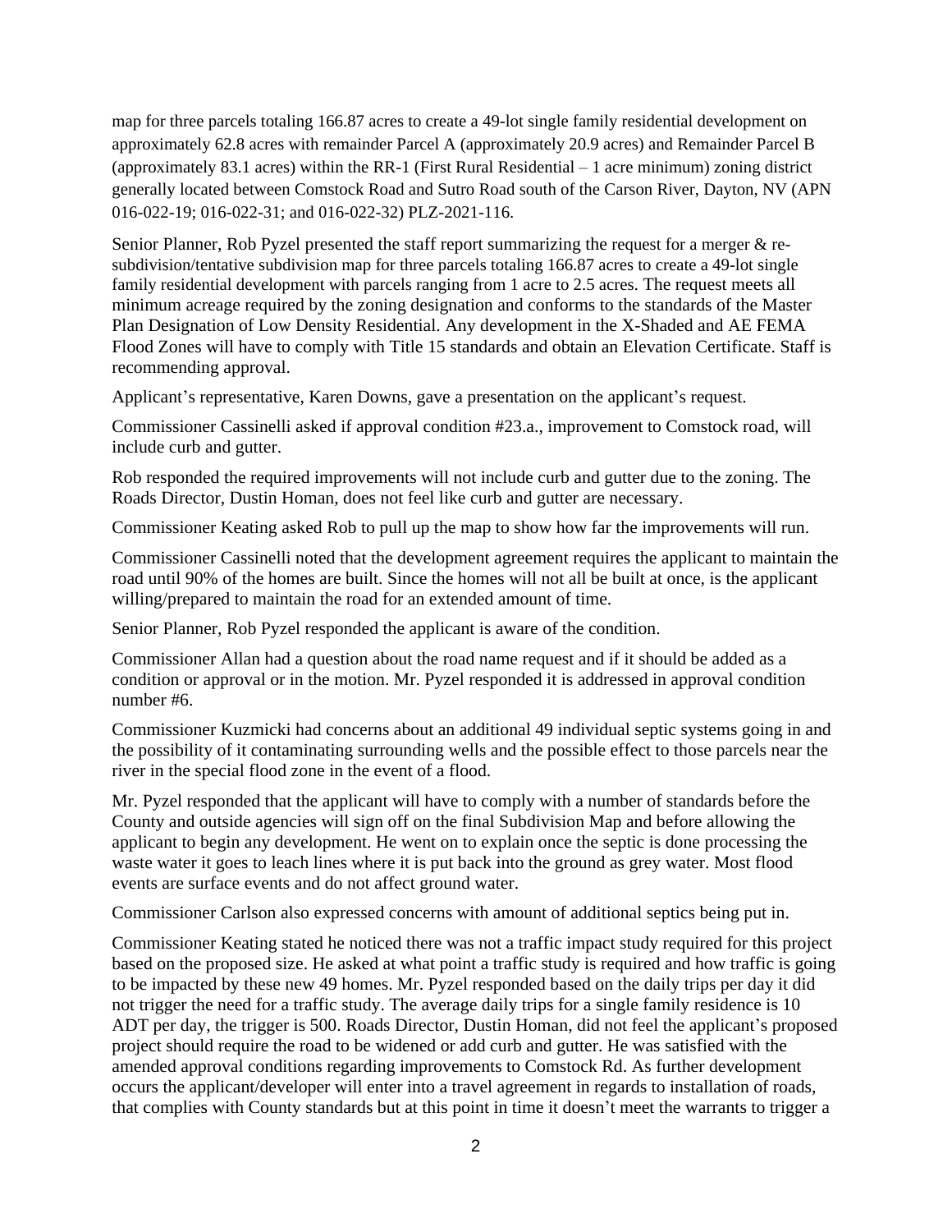map for three parcels totaling 166.87 acres to create a 49-lot single family residential development on approximately 62.8 acres with remainder Parcel A (approximately 20.9 acres) and Remainder Parcel B (approximately 83.1 acres) within the RR-1 (First Rural Residential – 1 acre minimum) zoning district generally located between Comstock Road and Sutro Road south of the Carson River, Dayton, NV (APN 016-022-19; 016-022-31; and 016-022-32) PLZ-2021-116.

Senior Planner, Rob Pyzel presented the staff report summarizing the request for a merger & re-subdivision/tentative subdivision map for three parcels totaling 166.87 acres to create a 49-lot single family residential development with parcels ranging from 1 acre to 2.5 acres. The request meets all minimum acreage required by the zoning designation and conforms to the standards of the Master Plan Designation of Low Density Residential. Any development in the X-Shaded and AE FEMA Flood Zones will have to comply with Title 15 standards and obtain an Elevation Certificate. Staff is recommending approval.

Applicant's representative, Karen Downs, gave a presentation on the applicant's request.

Commissioner Cassinelli asked if approval condition #23.a., improvement to Comstock road, will include curb and gutter.

Rob responded the required improvements will not include curb and gutter due to the zoning. The Roads Director, Dustin Homan, does not feel like curb and gutter are necessary.

Commissioner Keating asked Rob to pull up the map to show how far the improvements will run.

Commissioner Cassinelli noted that the development agreement requires the applicant to maintain the road until 90% of the homes are built. Since the homes will not all be built at once, is the applicant willing/prepared to maintain the road for an extended amount of time.

Senior Planner, Rob Pyzel responded the applicant is aware of the condition.

Commissioner Allan had a question about the road name request and if it should be added as a condition or approval or in the motion. Mr. Pyzel responded it is addressed in approval condition number #6.

Commissioner Kuzmicki had concerns about an additional 49 individual septic systems going in and the possibility of it contaminating surrounding wells and the possible effect to those parcels near the river in the special flood zone in the event of a flood.

Mr. Pyzel responded that the applicant will have to comply with a number of standards before the County and outside agencies will sign off on the final Subdivision Map and before allowing the applicant to begin any development. He went on to explain once the septic is done processing the waste water it goes to leach lines where it is put back into the ground as grey water. Most flood events are surface events and do not affect ground water.

Commissioner Carlson also expressed concerns with amount of additional septics being put in.

Commissioner Keating stated he noticed there was not a traffic impact study required for this project based on the proposed size. He asked at what point a traffic study is required and how traffic is going to be impacted by these new 49 homes. Mr. Pyzel responded based on the daily trips per day it did not trigger the need for a traffic study. The average daily trips for a single family residence is 10 ADT per day, the trigger is 500. Roads Director, Dustin Homan, did not feel the applicant's proposed project should require the road to be widened or add curb and gutter. He was satisfied with the amended approval conditions regarding improvements to Comstock Rd. As further development occurs the applicant/developer will enter into a travel agreement in regards to installation of roads, that complies with County standards but at this point in time it doesn't meet the warrants to trigger a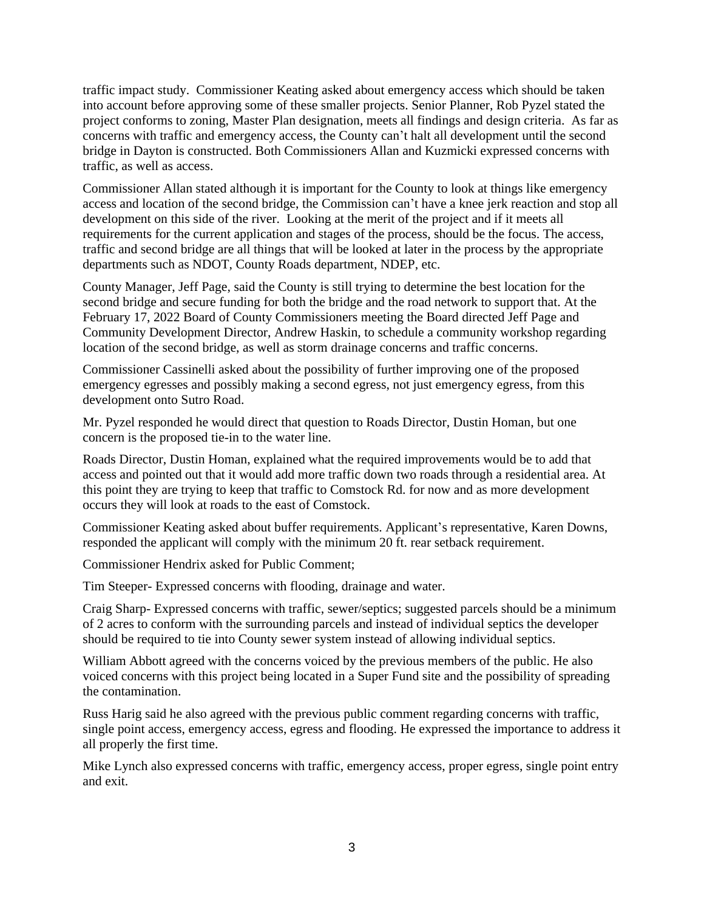traffic impact study. Commissioner Keating asked about emergency access which should be taken into account before approving some of these smaller projects. Senior Planner, Rob Pyzel stated the project conforms to zoning, Master Plan designation, meets all findings and design criteria. As far as concerns with traffic and emergency access, the County can't halt all development until the second bridge in Dayton is constructed. Both Commissioners Allan and Kuzmicki expressed concerns with traffic, as well as access.

Commissioner Allan stated although it is important for the County to look at things like emergency access and location of the second bridge, the Commission can't have a knee jerk reaction and stop all development on this side of the river. Looking at the merit of the project and if it meets all requirements for the current application and stages of the process, should be the focus. The access, traffic and second bridge are all things that will be looked at later in the process by the appropriate departments such as NDOT, County Roads department, NDEP, etc.

County Manager, Jeff Page, said the County is still trying to determine the best location for the second bridge and secure funding for both the bridge and the road network to support that. At the February 17, 2022 Board of County Commissioners meeting the Board directed Jeff Page and Community Development Director, Andrew Haskin, to schedule a community workshop regarding location of the second bridge, as well as storm drainage concerns and traffic concerns.

Commissioner Cassinelli asked about the possibility of further improving one of the proposed emergency egresses and possibly making a second egress, not just emergency egress, from this development onto Sutro Road.

Mr. Pyzel responded he would direct that question to Roads Director, Dustin Homan, but one concern is the proposed tie-in to the water line.

Roads Director, Dustin Homan, explained what the required improvements would be to add that access and pointed out that it would add more traffic down two roads through a residential area. At this point they are trying to keep that traffic to Comstock Rd. for now and as more development occurs they will look at roads to the east of Comstock.

Commissioner Keating asked about buffer requirements. Applicant's representative, Karen Downs, responded the applicant will comply with the minimum 20 ft. rear setback requirement.

Commissioner Hendrix asked for Public Comment;

Tim Steeper- Expressed concerns with flooding, drainage and water.

Craig Sharp- Expressed concerns with traffic, sewer/septics; suggested parcels should be a minimum of 2 acres to conform with the surrounding parcels and instead of individual septics the developer should be required to tie into County sewer system instead of allowing individual septics.

William Abbott agreed with the concerns voiced by the previous members of the public. He also voiced concerns with this project being located in a Super Fund site and the possibility of spreading the contamination.

Russ Harig said he also agreed with the previous public comment regarding concerns with traffic, single point access, emergency access, egress and flooding. He expressed the importance to address it all properly the first time.

Mike Lynch also expressed concerns with traffic, emergency access, proper egress, single point entry and exit.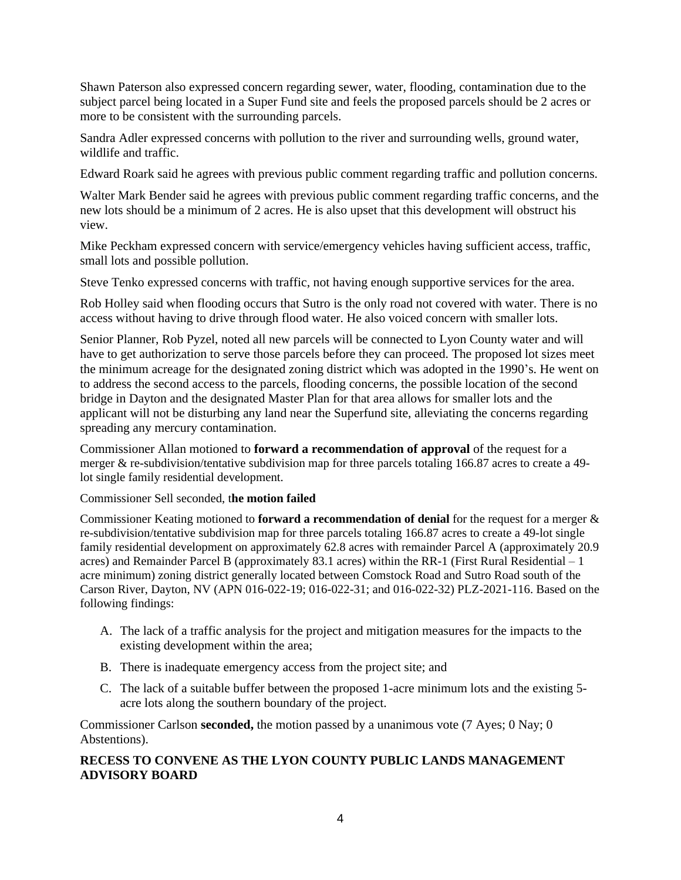Shawn Paterson also expressed concern regarding sewer, water, flooding, contamination due to the subject parcel being located in a Super Fund site and feels the proposed parcels should be 2 acres or more to be consistent with the surrounding parcels.

Sandra Adler expressed concerns with pollution to the river and surrounding wells, ground water, wildlife and traffic.

Edward Roark said he agrees with previous public comment regarding traffic and pollution concerns.

Walter Mark Bender said he agrees with previous public comment regarding traffic concerns, and the new lots should be a minimum of 2 acres. He is also upset that this development will obstruct his view.

Mike Peckham expressed concern with service/emergency vehicles having sufficient access, traffic, small lots and possible pollution.

Steve Tenko expressed concerns with traffic, not having enough supportive services for the area.

Rob Holley said when flooding occurs that Sutro is the only road not covered with water. There is no access without having to drive through flood water. He also voiced concern with smaller lots.

Senior Planner, Rob Pyzel, noted all new parcels will be connected to Lyon County water and will have to get authorization to serve those parcels before they can proceed. The proposed lot sizes meet the minimum acreage for the designated zoning district which was adopted in the 1990's. He went on to address the second access to the parcels, flooding concerns, the possible location of the second bridge in Dayton and the designated Master Plan for that area allows for smaller lots and the applicant will not be disturbing any land near the Superfund site, alleviating the concerns regarding spreading any mercury contamination.

Commissioner Allan motioned to **forward a recommendation of approval** of the request for a merger & re-subdivision/tentative subdivision map for three parcels totaling 166.87 acres to create a 49-lot single family residential development.

Commissioner Sell seconded, t**he motion failed**

Commissioner Keating motioned to **forward a recommendation of denial** for the request for a merger & re-subdivision/tentative subdivision map for three parcels totaling 166.87 acres to create a 49-lot single family residential development on approximately 62.8 acres with remainder Parcel A (approximately 20.9 acres) and Remainder Parcel B (approximately 83.1 acres) within the RR-1 (First Rural Residential – 1 acre minimum) zoning district generally located between Comstock Road and Sutro Road south of the Carson River, Dayton, NV (APN 016-022-19; 016-022-31; and 016-022-32) PLZ-2021-116. Based on the following findings:

A. The lack of a traffic analysis for the project and mitigation measures for the impacts to the existing development within the area;
B. There is inadequate emergency access from the project site; and
C. The lack of a suitable buffer between the proposed 1-acre minimum lots and the existing 5-acre lots along the southern boundary of the project.

Commissioner Carlson **seconded,** the motion passed by a unanimous vote (7 Ayes; 0 Nay; 0 Abstentions).

**RECESS TO CONVENE AS THE LYON COUNTY PUBLIC LANDS MANAGEMENT ADVISORY BOARD**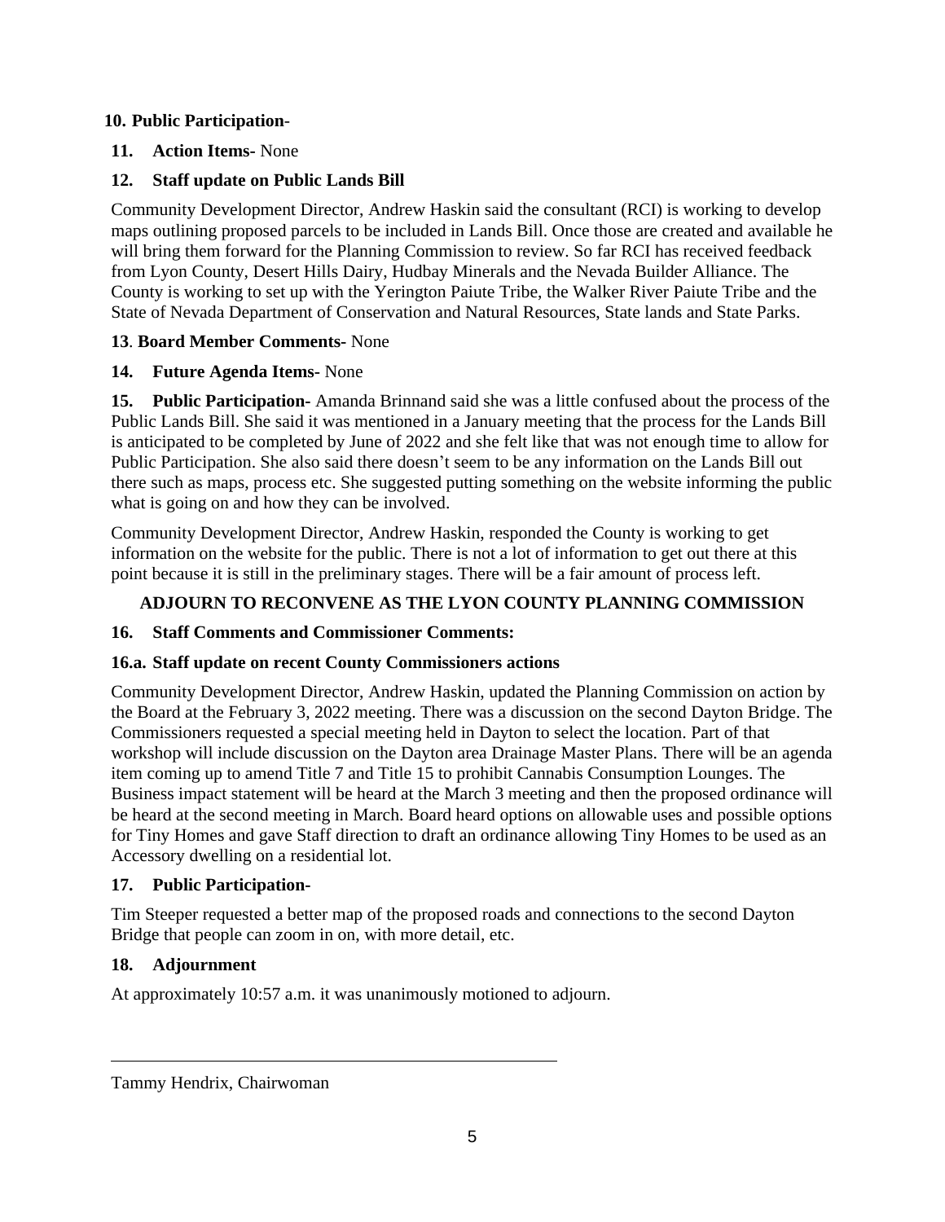**10. Public Participation**-

**11. Action Items-** None

**12. Staff update on Public Lands Bill**

Community Development Director, Andrew Haskin said the consultant (RCI) is working to develop maps outlining proposed parcels to be included in Lands Bill. Once those are created and available he will bring them forward for the Planning Commission to review. So far RCI has received feedback from Lyon County, Desert Hills Dairy, Hudbay Minerals and the Nevada Builder Alliance. The County is working to set up with the Yerington Paiute Tribe, the Walker River Paiute Tribe and the State of Nevada Department of Conservation and Natural Resources, State lands and State Parks.

**13**. **Board Member Comments-** None

**14. Future Agenda Items-** None

**15. Public Participation-** Amanda Brinnand said she was a little confused about the process of the Public Lands Bill. She said it was mentioned in a January meeting that the process for the Lands Bill is anticipated to be completed by June of 2022 and she felt like that was not enough time to allow for Public Participation. She also said there doesn't seem to be any information on the Lands Bill out there such as maps, process etc. She suggested putting something on the website informing the public what is going on and how they can be involved.

Community Development Director, Andrew Haskin, responded the County is working to get information on the website for the public. There is not a lot of information to get out there at this point because it is still in the preliminary stages. There will be a fair amount of process left.

**ADJOURN TO RECONVENE AS THE LYON COUNTY PLANNING COMMISSION**

**16. Staff Comments and Commissioner Comments:**

**16.a. Staff update on recent County Commissioners actions**

Community Development Director, Andrew Haskin, updated the Planning Commission on action by the Board at the February 3, 2022 meeting. There was a discussion on the second Dayton Bridge. The Commissioners requested a special meeting held in Dayton to select the location. Part of that workshop will include discussion on the Dayton area Drainage Master Plans. There will be an agenda item coming up to amend Title 7 and Title 15 to prohibit Cannabis Consumption Lounges. The Business impact statement will be heard at the March 3 meeting and then the proposed ordinance will be heard at the second meeting in March. Board heard options on allowable uses and possible options for Tiny Homes and gave Staff direction to draft an ordinance allowing Tiny Homes to be used as an Accessory dwelling on a residential lot.

**17. Public Participation-**

Tim Steeper requested a better map of the proposed roads and connections to the second Dayton Bridge that people can zoom in on, with more detail, etc.

**18. Adjournment**

At approximately 10:57 a.m. it was unanimously motioned to adjourn.

\_\_\_\_\_\_\_\_\_\_\_\_\_\_\_\_\_\_\_\_\_\_\_\_\_\_\_\_\_\_\_\_\_\_\_\_\_\_\_\_

Tammy Hendrix, Chairwoman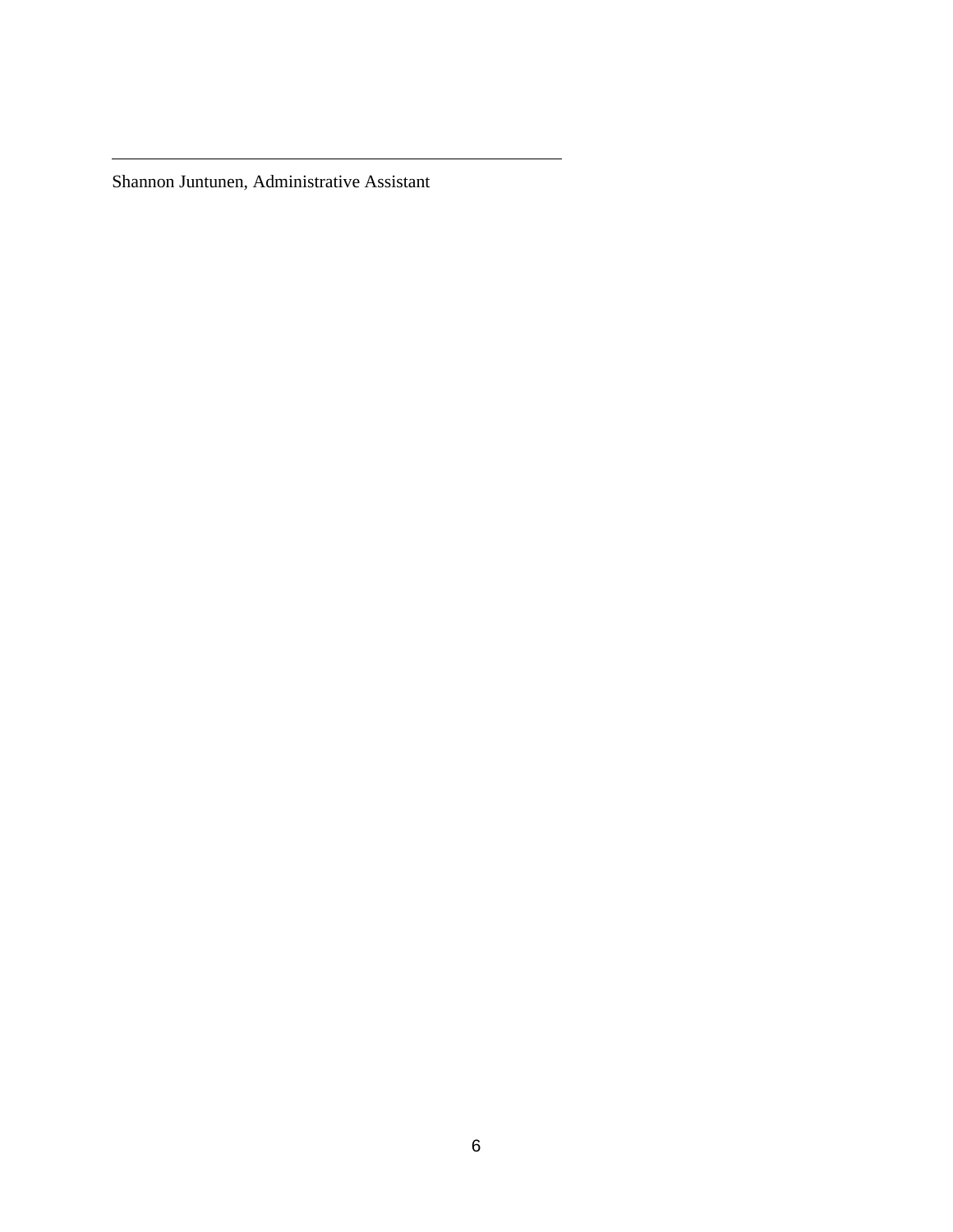\_\_\_\_\_\_\_\_\_\_\_\_\_\_\_\_\_\_\_\_\_\_\_\_\_\_\_\_\_\_\_\_\_\_\_\_\_\_\_\_

Shannon Juntunen, Administrative Assistant